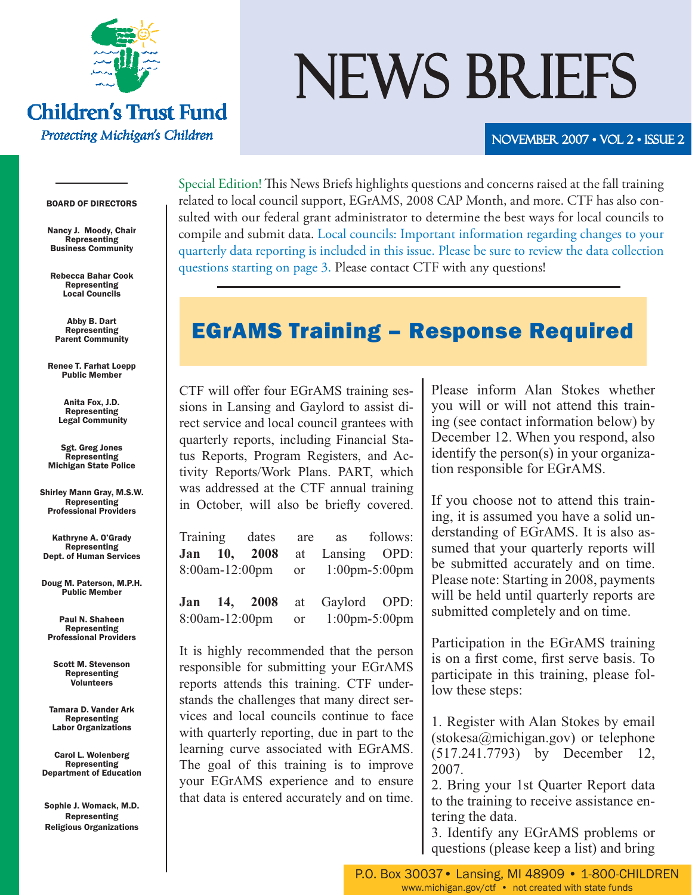Children's Trust Fund

*Protecting Michigan's Children*

# NEWS BRIEFS

NOVEMBER 2007 • VOL 2 • ISSUE 2

**BOARD OF DIRECTORS**

**Nancy J. Moody, Chair**
Representing
Business Community

**Rebecca Bahar Cook**
Representing
Local Councils

**Abby B. Dart**
Representing
Parent Community

**Renee T. Farhat Loepp**
Public Member

**Anita Fox, J.D.**
Representing
Legal Community

**Sgt. Greg Jones**
Representing
Michigan State Police

**Shirley Mann Gray, M.S.W.**
Representing
Professional Providers

**Kathryne A. O'Grady**
Representing
Dept. of Human Services

**Doug M. Paterson, M.P.H.**
Public Member

**Paul N. Shaheen**
Representing
Professional Providers

**Scott M. Stevenson**
Representing
Volunteers

**Tamara D. Vander Ark**
Representing
Labor Organizations

**Carol L. Wolenberg**
Representing
Department of Education

**Sophie J. Womack, M.D.**
Representing
Religious Organizations

Special Edition! This News Briefs highlights questions and concerns raised at the fall training related to local council support, EGrAMS, 2008 CAP Month, and more. CTF has also consulted with our federal grant administrator to determine the best ways for local councils to compile and submit data. Local councils: Important information regarding changes to your quarterly data reporting is included in this issue. Please be sure to review the data collection questions starting on page 3. Please contact CTF with any questions!

## EGrAMS Training – Response Required

CTF will offer four EGrAMS training sessions in Lansing and Gaylord to assist direct service and local council grantees with quarterly reports, including Financial Status Reports, Program Registers, and Activity Reports/Work Plans. PART, which was addressed at the CTF annual training in October, will also be briefly covered.

Training dates are as follows:

**Jan 10, 2008** at Lansing OPD:
8:00am-12:00pm or 1:00pm-5:00pm

**Jan 14, 2008** at Gaylord OPD:
8:00am-12:00pm or 1:00pm-5:00pm

It is highly recommended that the person responsible for submitting your EGrAMS reports attends this training. CTF understands the challenges that many direct services and local councils continue to face with quarterly reporting, due in part to the learning curve associated with EGrAMS. The goal of this training is to improve your EGrAMS experience and to ensure that data is entered accurately and on time.

Please inform Alan Stokes whether you will or will not attend this training (see contact information below) by December 12. When you respond, also identify the person(s) in your organization responsible for EGrAMS.

If you choose not to attend this training, it is assumed you have a solid understanding of EGrAMS. It is also assumed that your quarterly reports will be submitted accurately and on time. Please note: Starting in 2008, payments will be held until quarterly reports are submitted completely and on time.

Participation in the EGrAMS training is on a first come, first serve basis. To participate in this training, please follow these steps:

1. Register with Alan Stokes by email (stokesa@michigan.gov) or telephone (517.241.7793) by December 12, 2007.
2. Bring your 1st Quarter Report data to the training to receive assistance entering the data.
3. Identify any EGrAMS problems or questions (please keep a list) and bring

P.O. Box 30037 • Lansing, MI 48909 • 1-800-CHILDREN
www.michigan.gov/ctf • not created with state funds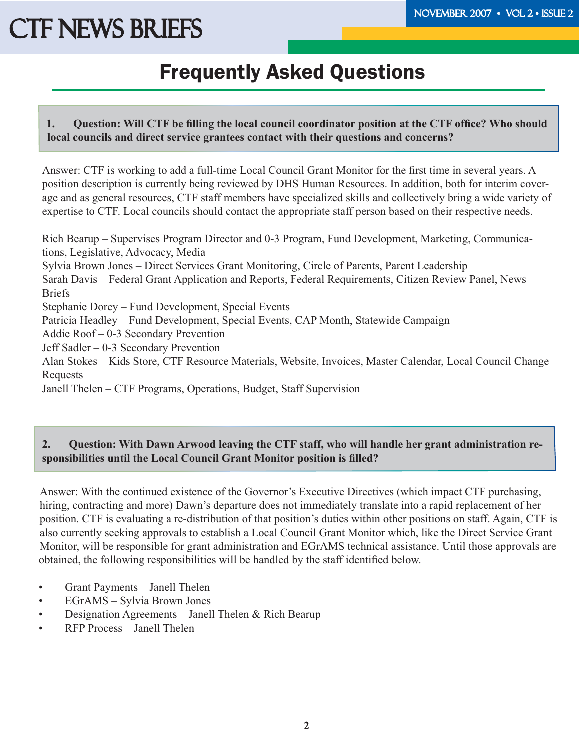# Frequently Asked Questions

**1. Question: Will CTF be filling the local council coordinator position at the CTF office? Who should local councils and direct service grantees contact with their questions and concerns?**

Answer: CTF is working to add a full-time Local Council Grant Monitor for the first time in several years. A position description is currently being reviewed by DHS Human Resources. In addition, both for interim coverage and as general resources, CTF staff members have specialized skills and collectively bring a wide variety of expertise to CTF. Local councils should contact the appropriate staff person based on their respective needs.

Rich Bearup – Supervises Program Director and 0-3 Program, Fund Development, Marketing, Communications, Legislative, Advocacy, Media
Sylvia Brown Jones – Direct Services Grant Monitoring, Circle of Parents, Parent Leadership
Sarah Davis – Federal Grant Application and Reports, Federal Requirements, Citizen Review Panel, News Briefs
Stephanie Dorey – Fund Development, Special Events
Patricia Headley – Fund Development, Special Events, CAP Month, Statewide Campaign
Addie Roof – 0-3 Secondary Prevention
Jeff Sadler – 0-3 Secondary Prevention
Alan Stokes – Kids Store, CTF Resource Materials, Website, Invoices, Master Calendar, Local Council Change Requests
Janell Thelen – CTF Programs, Operations, Budget, Staff Supervision

**2. Question: With Dawn Arwood leaving the CTF staff, who will handle her grant administration responsibilities until the Local Council Grant Monitor position is filled?**

Answer: With the continued existence of the Governor's Executive Directives (which impact CTF purchasing, hiring, contracting and more) Dawn's departure does not immediately translate into a rapid replacement of her position. CTF is evaluating a re-distribution of that position's duties within other positions on staff. Again, CTF is also currently seeking approvals to establish a Local Council Grant Monitor which, like the Direct Service Grant Monitor, will be responsible for grant administration and EGrAMS technical assistance. Until those approvals are obtained, the following responsibilities will be handled by the staff identified below.

- Grant Payments – Janell Thelen
- EGrAMS – Sylvia Brown Jones
- Designation Agreements – Janell Thelen & Rich Bearup
- RFP Process – Janell Thelen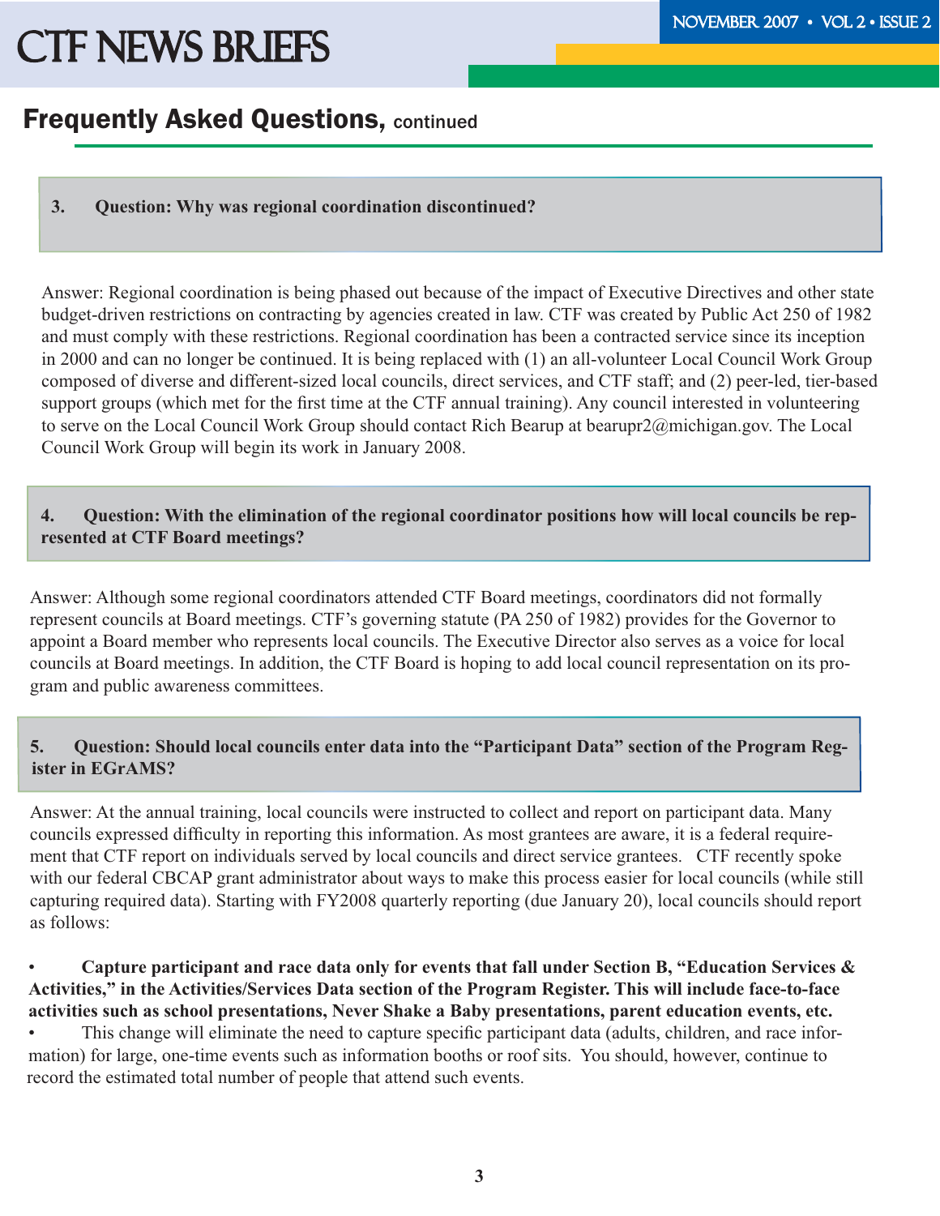## Frequently Asked Questions, continued

**3. Question: Why was regional coordination discontinued?**

Answer: Regional coordination is being phased out because of the impact of Executive Directives and other state budget-driven restrictions on contracting by agencies created in law. CTF was created by Public Act 250 of 1982 and must comply with these restrictions. Regional coordination has been a contracted service since its inception in 2000 and can no longer be continued. It is being replaced with (1) an all-volunteer Local Council Work Group composed of diverse and different-sized local councils, direct services, and CTF staff; and (2) peer-led, tier-based support groups (which met for the first time at the CTF annual training). Any council interested in volunteering to serve on the Local Council Work Group should contact Rich Bearup at bearupr2@michigan.gov. The Local Council Work Group will begin its work in January 2008.

**4. Question: With the elimination of the regional coordinator positions how will local councils be represented at CTF Board meetings?**

Answer: Although some regional coordinators attended CTF Board meetings, coordinators did not formally represent councils at Board meetings. CTF's governing statute (PA 250 of 1982) provides for the Governor to appoint a Board member who represents local councils. The Executive Director also serves as a voice for local councils at Board meetings. In addition, the CTF Board is hoping to add local council representation on its program and public awareness committees.

**5. Question: Should local councils enter data into the "Participant Data" section of the Program Register in EGrAMS?**

Answer: At the annual training, local councils were instructed to collect and report on participant data. Many councils expressed difficulty in reporting this information. As most grantees are aware, it is a federal requirement that CTF report on individuals served by local councils and direct service grantees. CTF recently spoke with our federal CBCAP grant administrator about ways to make this process easier for local councils (while still capturing required data). Starting with FY2008 quarterly reporting (due January 20), local councils should report as follows:

- **Capture participant and race data only for events that fall under Section B, "Education Services & Activities," in the Activities/Services Data section of the Program Register. This will include face-to-face activities such as school presentations, Never Shake a Baby presentations, parent education events, etc.**
- This change will eliminate the need to capture specific participant data (adults, children, and race information) for large, one-time events such as information booths or roof sits. You should, however, continue to record the estimated total number of people that attend such events.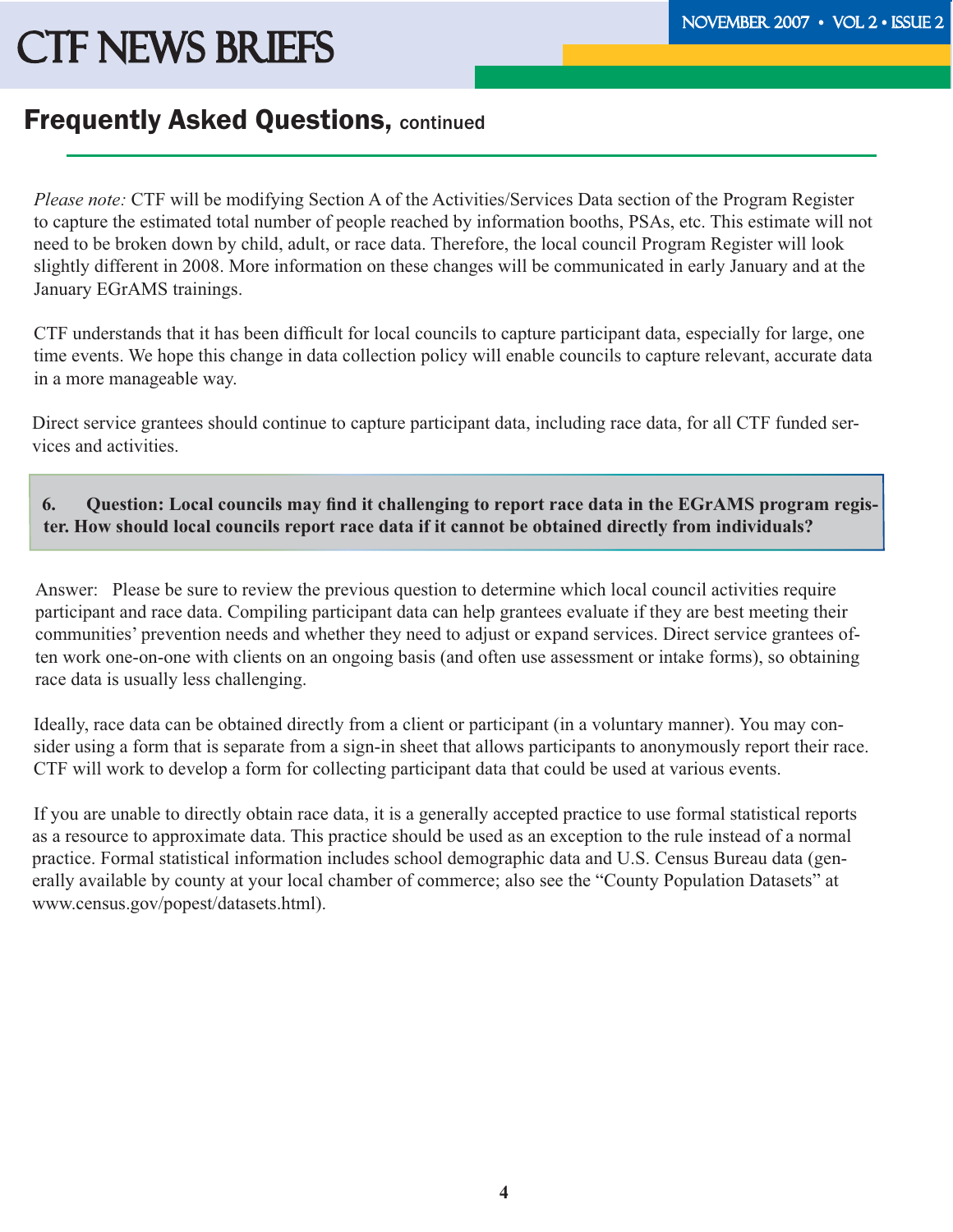## Frequently Asked Questions, continued

*Please note:* CTF will be modifying Section A of the Activities/Services Data section of the Program Register to capture the estimated total number of people reached by information booths, PSAs, etc. This estimate will not need to be broken down by child, adult, or race data. Therefore, the local council Program Register will look slightly different in 2008. More information on these changes will be communicated in early January and at the January EGrAMS trainings.

CTF understands that it has been difficult for local councils to capture participant data, especially for large, one time events. We hope this change in data collection policy will enable councils to capture relevant, accurate data in a more manageable way.

Direct service grantees should continue to capture participant data, including race data, for all CTF funded services and activities.

**6. Question: Local councils may find it challenging to report race data in the EGrAMS program register. How should local councils report race data if it cannot be obtained directly from individuals?**

Answer: Please be sure to review the previous question to determine which local council activities require participant and race data. Compiling participant data can help grantees evaluate if they are best meeting their communities' prevention needs and whether they need to adjust or expand services. Direct service grantees often work one-on-one with clients on an ongoing basis (and often use assessment or intake forms), so obtaining race data is usually less challenging.

Ideally, race data can be obtained directly from a client or participant (in a voluntary manner). You may consider using a form that is separate from a sign-in sheet that allows participants to anonymously report their race. CTF will work to develop a form for collecting participant data that could be used at various events.

If you are unable to directly obtain race data, it is a generally accepted practice to use formal statistical reports as a resource to approximate data. This practice should be used as an exception to the rule instead of a normal practice. Formal statistical information includes school demographic data and U.S. Census Bureau data (generally available by county at your local chamber of commerce; also see the "County Population Datasets" at www.census.gov/popest/datasets.html).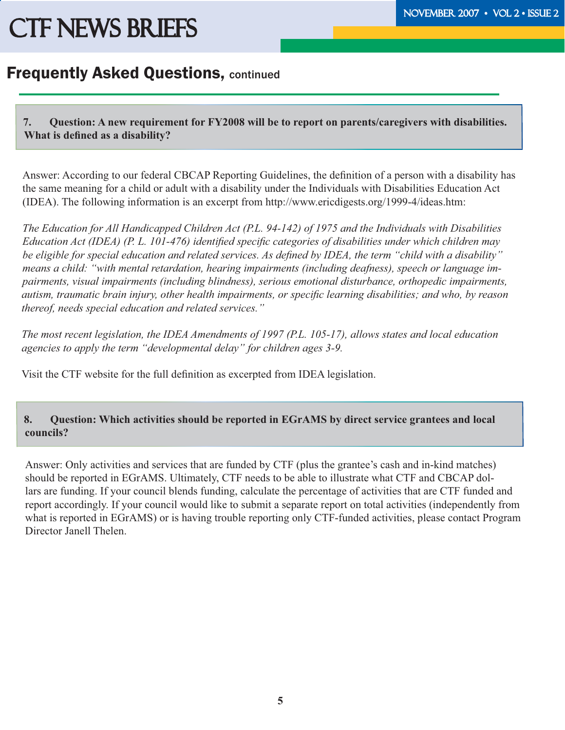## Frequently Asked Questions, continued

**7. Question: A new requirement for FY2008 will be to report on parents/caregivers with disabilities. What is defined as a disability?**

Answer: According to our federal CBCAP Reporting Guidelines, the definition of a person with a disability has the same meaning for a child or adult with a disability under the Individuals with Disabilities Education Act (IDEA). The following information is an excerpt from http://www.ericdigests.org/1999-4/ideas.htm:

*The Education for All Handicapped Children Act (P.L. 94-142) of 1975 and the Individuals with Disabilities Education Act (IDEA) (P. L. 101-476) identified specific categories of disabilities under which children may be eligible for special education and related services. As defined by IDEA, the term "child with a disability" means a child: "with mental retardation, hearing impairments (including deafness), speech or language impairments, visual impairments (including blindness), serious emotional disturbance, orthopedic impairments, autism, traumatic brain injury, other health impairments, or specific learning disabilities; and who, by reason thereof, needs special education and related services."*

*The most recent legislation, the IDEA Amendments of 1997 (P.L. 105-17), allows states and local education agencies to apply the term "developmental delay" for children ages 3-9.*

Visit the CTF website for the full definition as excerpted from IDEA legislation.

**8. Question: Which activities should be reported in EGrAMS by direct service grantees and local councils?**

Answer: Only activities and services that are funded by CTF (plus the grantee's cash and in-kind matches) should be reported in EGrAMS. Ultimately, CTF needs to be able to illustrate what CTF and CBCAP dollars are funding. If your council blends funding, calculate the percentage of activities that are CTF funded and report accordingly. If your council would like to submit a separate report on total activities (independently from what is reported in EGrAMS) or is having trouble reporting only CTF-funded activities, please contact Program Director Janell Thelen.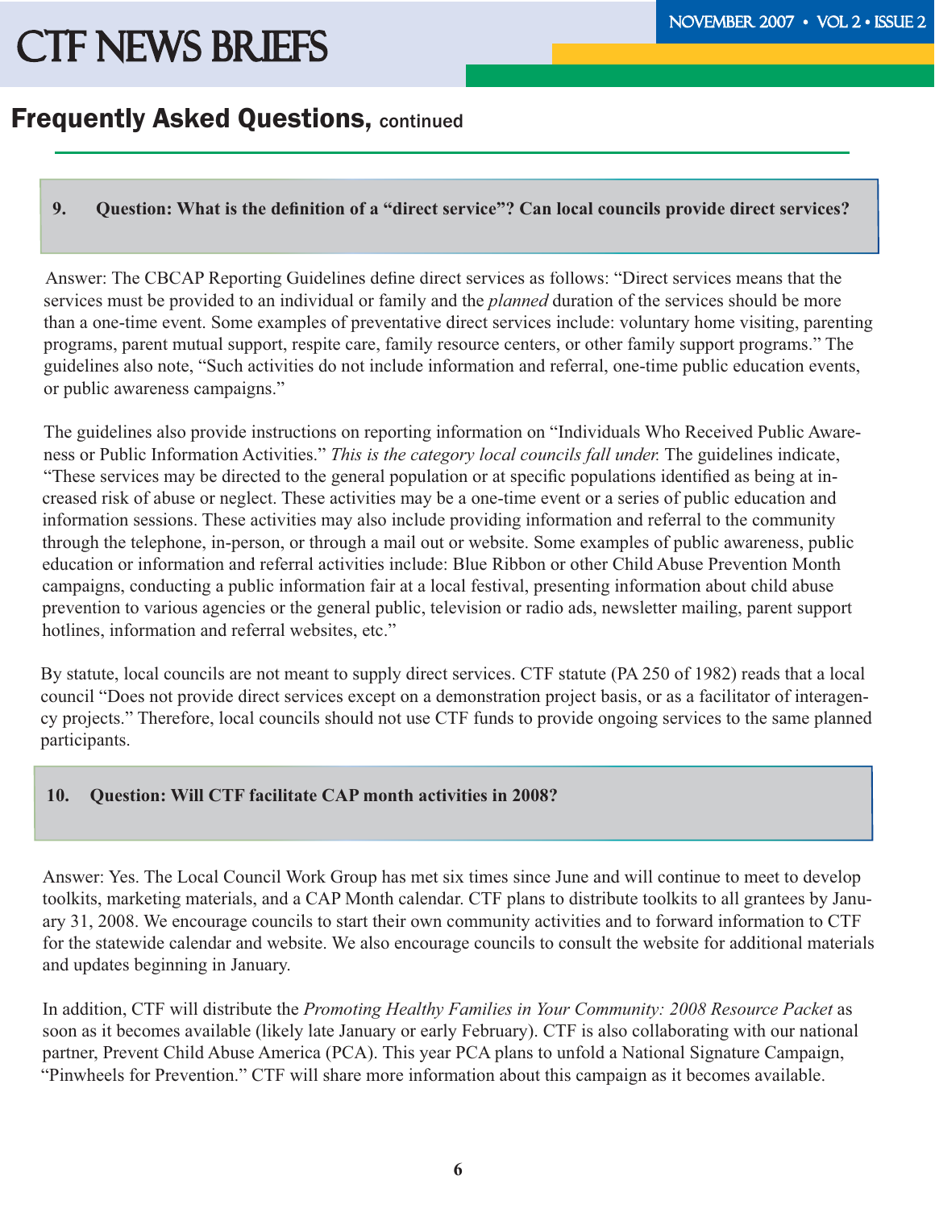## Frequently Asked Questions, continued

**9. Question: What is the definition of a "direct service"? Can local councils provide direct services?**

Answer: The CBCAP Reporting Guidelines define direct services as follows: "Direct services means that the services must be provided to an individual or family and the *planned* duration of the services should be more than a one-time event. Some examples of preventative direct services include: voluntary home visiting, parenting programs, parent mutual support, respite care, family resource centers, or other family support programs." The guidelines also note, "Such activities do not include information and referral, one-time public education events, or public awareness campaigns."

The guidelines also provide instructions on reporting information on "Individuals Who Received Public Awareness or Public Information Activities." *This is the category local councils fall under.* The guidelines indicate, "These services may be directed to the general population or at specific populations identified as being at increased risk of abuse or neglect. These activities may be a one-time event or a series of public education and information sessions. These activities may also include providing information and referral to the community through the telephone, in-person, or through a mail out or website. Some examples of public awareness, public education or information and referral activities include: Blue Ribbon or other Child Abuse Prevention Month campaigns, conducting a public information fair at a local festival, presenting information about child abuse prevention to various agencies or the general public, television or radio ads, newsletter mailing, parent support hotlines, information and referral websites, etc."

By statute, local councils are not meant to supply direct services. CTF statute (PA 250 of 1982) reads that a local council "Does not provide direct services except on a demonstration project basis, or as a facilitator of interagency projects." Therefore, local councils should not use CTF funds to provide ongoing services to the same planned participants.

**10. Question: Will CTF facilitate CAP month activities in 2008?**

Answer: Yes. The Local Council Work Group has met six times since June and will continue to meet to develop toolkits, marketing materials, and a CAP Month calendar. CTF plans to distribute toolkits to all grantees by January 31, 2008. We encourage councils to start their own community activities and to forward information to CTF for the statewide calendar and website. We also encourage councils to consult the website for additional materials and updates beginning in January.

In addition, CTF will distribute the *Promoting Healthy Families in Your Community: 2008 Resource Packet* as soon as it becomes available (likely late January or early February). CTF is also collaborating with our national partner, Prevent Child Abuse America (PCA). This year PCA plans to unfold a National Signature Campaign, "Pinwheels for Prevention." CTF will share more information about this campaign as it becomes available.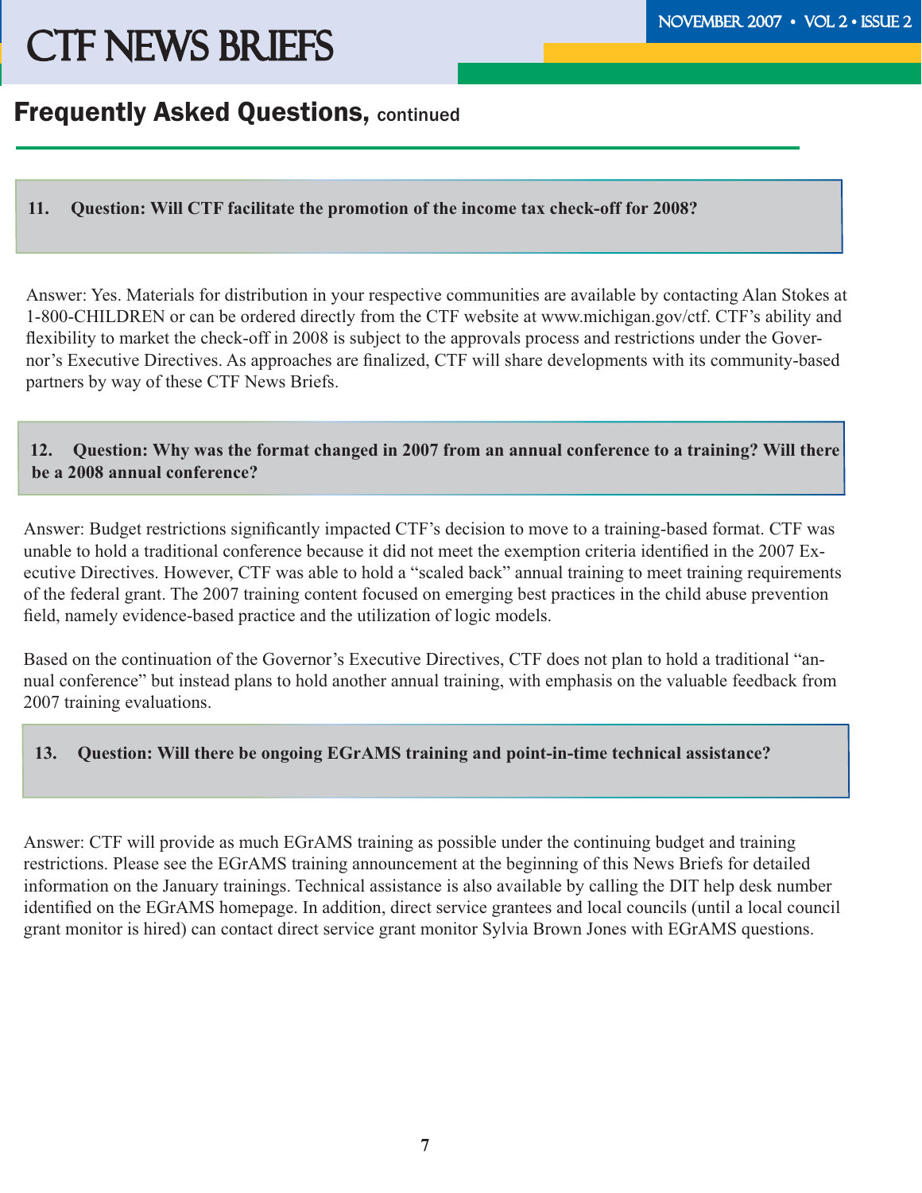## Frequently Asked Questions, continued

**11. Question: Will CTF facilitate the promotion of the income tax check-off for 2008?**

Answer: Yes. Materials for distribution in your respective communities are available by contacting Alan Stokes at 1-800-CHILDREN or can be ordered directly from the CTF website at www.michigan.gov/ctf. CTF's ability and flexibility to market the check-off in 2008 is subject to the approvals process and restrictions under the Governor's Executive Directives. As approaches are finalized, CTF will share developments with its community-based partners by way of these CTF News Briefs.

**12. Question: Why was the format changed in 2007 from an annual conference to a training? Will there be a 2008 annual conference?**

Answer: Budget restrictions significantly impacted CTF's decision to move to a training-based format. CTF was unable to hold a traditional conference because it did not meet the exemption criteria identified in the 2007 Executive Directives. However, CTF was able to hold a "scaled back" annual training to meet training requirements of the federal grant. The 2007 training content focused on emerging best practices in the child abuse prevention field, namely evidence-based practice and the utilization of logic models.

Based on the continuation of the Governor's Executive Directives, CTF does not plan to hold a traditional "annual conference" but instead plans to hold another annual training, with emphasis on the valuable feedback from 2007 training evaluations.

**13. Question: Will there be ongoing EGrAMS training and point-in-time technical assistance?**

Answer: CTF will provide as much EGrAMS training as possible under the continuing budget and training restrictions. Please see the EGrAMS training announcement at the beginning of this News Briefs for detailed information on the January trainings. Technical assistance is also available by calling the DIT help desk number identified on the EGrAMS homepage. In addition, direct service grantees and local councils (until a local council grant monitor is hired) can contact direct service grant monitor Sylvia Brown Jones with EGrAMS questions.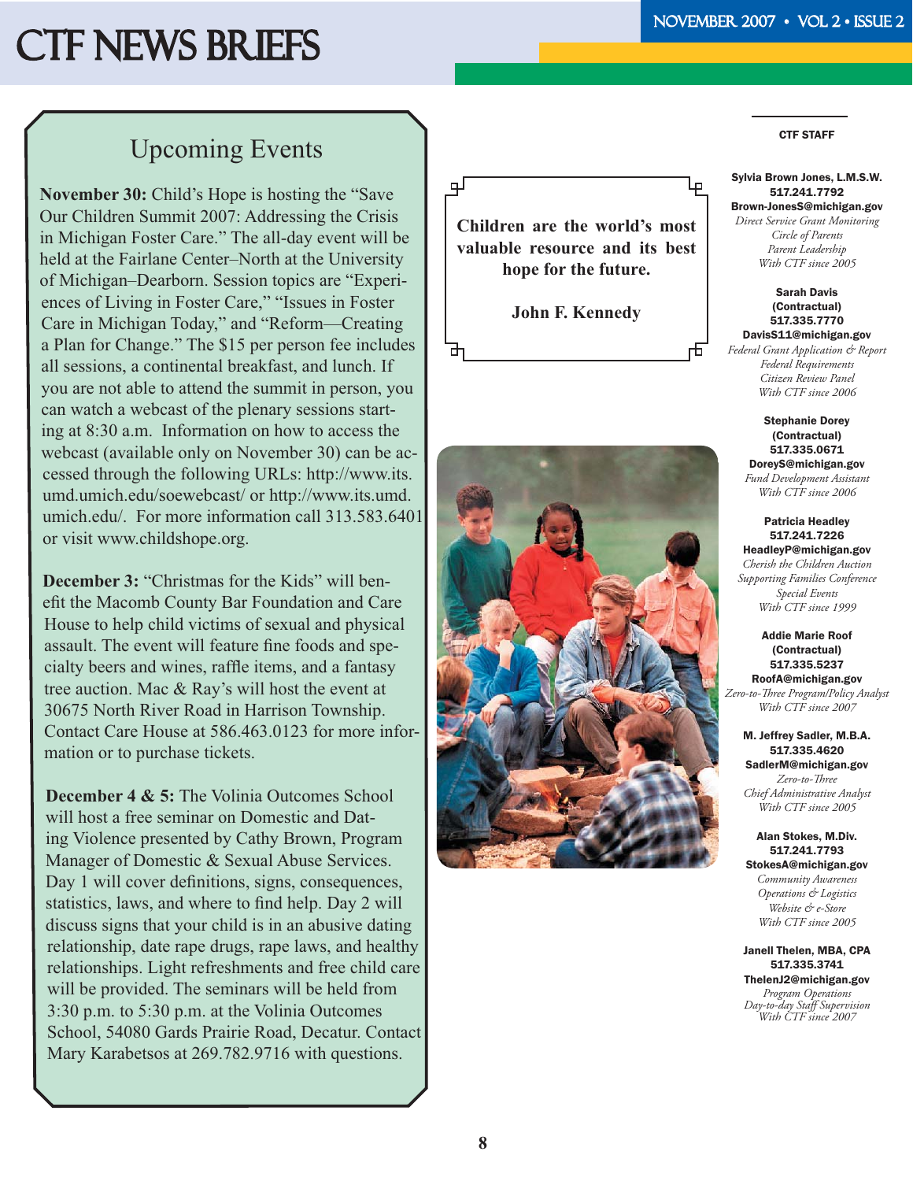# CTF NEWS BRIEFS

## Upcoming Events

**November 30:** Child's Hope is hosting the "Save Our Children Summit 2007: Addressing the Crisis in Michigan Foster Care." The all-day event will be held at the Fairlane Center–North at the University of Michigan–Dearborn. Session topics are "Experiences of Living in Foster Care," "Issues in Foster Care in Michigan Today," and "Reform—Creating a Plan for Change." The $15 per person fee includes all sessions, a continental breakfast, and lunch. If you are not able to attend the summit in person, you can watch a webcast of the plenary sessions starting at 8:30 a.m. Information on how to access the webcast (available only on November 30) can be accessed through the following URLs: http://www.its.umd.umich.edu/soewebcast/ or http://www.its.umd.umich.edu/. For more information call 313.583.6401 or visit www.childshope.org.

**December 3:** "Christmas for the Kids" will benefit the Macomb County Bar Foundation and Care House to help child victims of sexual and physical assault. The event will feature fine foods and specialty beers and wines, raffle items, and a fantasy tree auction. Mac & Ray's will host the event at 30675 North River Road in Harrison Township. Contact Care House at 586.463.0123 for more information or to purchase tickets.

**December 4 & 5:** The Volinia Outcomes School will host a free seminar on Domestic and Dating Violence presented by Cathy Brown, Program Manager of Domestic & Sexual Abuse Services. Day 1 will cover definitions, signs, consequences, statistics, laws, and where to find help. Day 2 will discuss signs that your child is in an abusive dating relationship, date rape drugs, rape laws, and healthy relationships. Light refreshments and free child care will be provided. The seminars will be held from 3:30 p.m. to 5:30 p.m. at the Volinia Outcomes School, 54080 Gards Prairie Road, Decatur. Contact Mary Karabetsos at 269.782.9716 with questions.

**Children are the world's most valuable resource and its best hope for the future.**

**John F. Kennedy**

### CTF STAFF

**Sylvia Brown Jones, L.M.S.W.**
**517.241.7792**
**Brown-JonesS@michigan.gov**
*Direct Service Grant Monitoring*
*Circle of Parents*
*Parent Leadership*
*With CTF since 2005*

**Sarah Davis**
**(Contractual)**
**517.335.7770**
**DavisS11@michigan.gov**
*Federal Grant Application & Report*
*Federal Requirements*
*Citizen Review Panel*
*With CTF since 2006*

**Stephanie Dorey**
**(Contractual)**
**517.335.0671**
**DoreyS@michigan.gov**
*Fund Development Assistant*
*With CTF since 2006*

**Patricia Headley**
**517.241.7226**
**HeadleyP@michigan.gov**
*Cherish the Children Auction*
*Supporting Families Conference*
*Special Events*
*With CTF since 1999*

**Addie Marie Roof**
**(Contractual)**
**517.335.5237**
**RoofA@michigan.gov**
*Zero-to-Three Program/Policy Analyst*
*With CTF since 2007*

**M. Jeffrey Sadler, M.B.A.**
**517.335.4620**
**SadlerM@michigan.gov**
*Zero-to-Three*
*Chief Administrative Analyst*
*With CTF since 2005*

**Alan Stokes, M.Div.**
**517.241.7793**
**StokesA@michigan.gov**
*Community Awareness*
*Operations & Logistics*
*Website & e-Store*
*With CTF since 2005*

**Janell Thelen, MBA, CPA**
**517.335.3741**
**ThelenJ2@michigan.gov**
*Program Operations*
*Day-to-day Staff Supervision*
*With CTF since 2007*